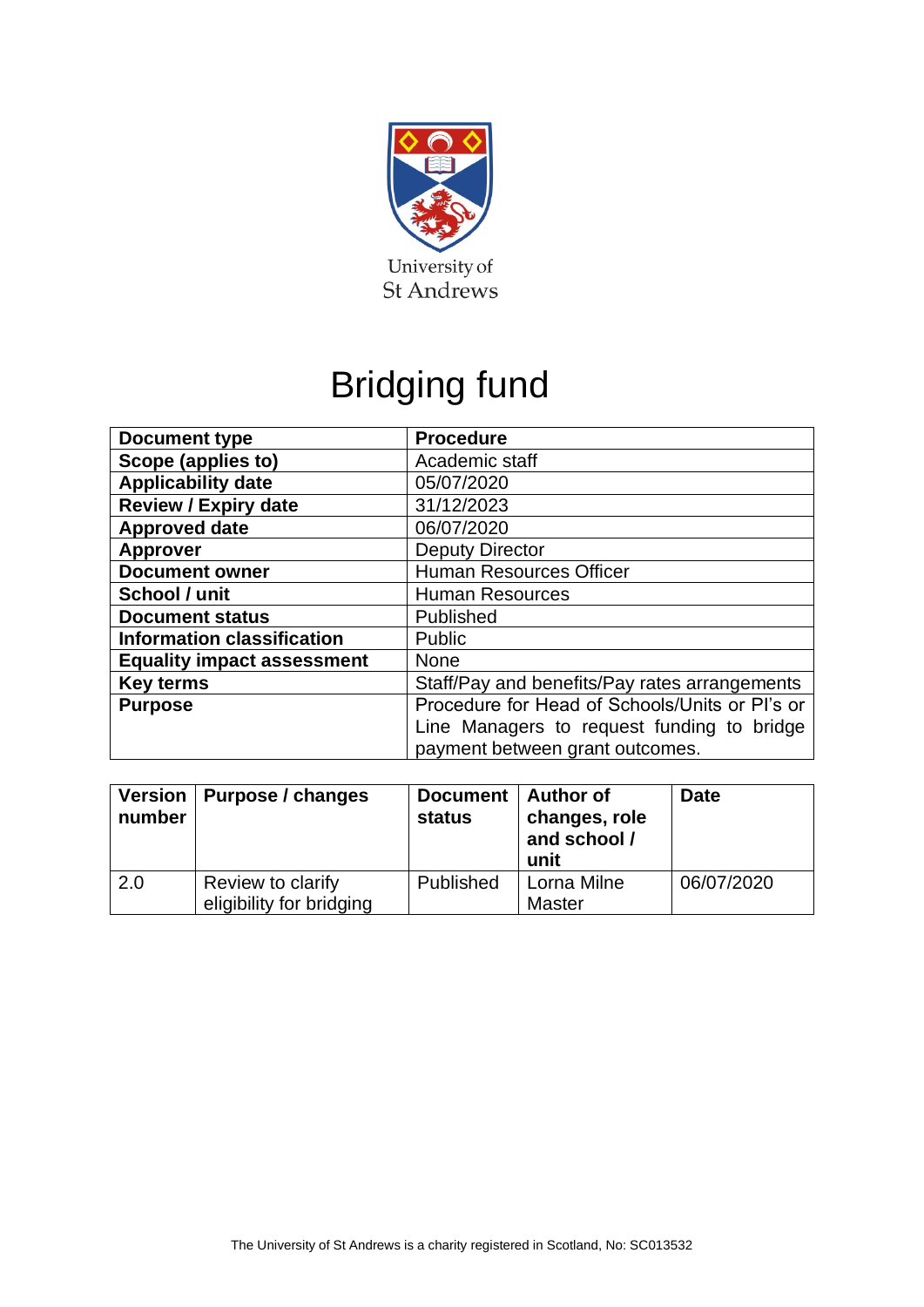University of St Andrews

# Bridging fund

| Document type | Procedure |
|---|---|
| Scope (applies to) | Academic staff |
| Applicability date | 05/07/2020 |
| Review / Expiry date | 31/12/2023 |
| Approved date | 06/07/2020 |
| Approver | Deputy Director |
| Document owner | Human Resources Officer |
| School / unit | Human Resources |
| Document status | Published |
| Information classification | Public |
| Equality impact assessment | None |
| Key terms | Staff/Pay and benefits/Pay rates arrangements |
| Purpose | Procedure for Head of Schools/Units or PI's or Line Managers to request funding to bridge payment between grant outcomes. |

| Version number | Purpose / changes | Document status | Author of changes, role and school / unit | Date |
|---|---|---|---|---|
| 2.0 | Review to clarify eligibility for bridging | Published | Lorna Milne Master | 06/07/2020 |

The University of St Andrews is a charity registered in Scotland, No: SC013532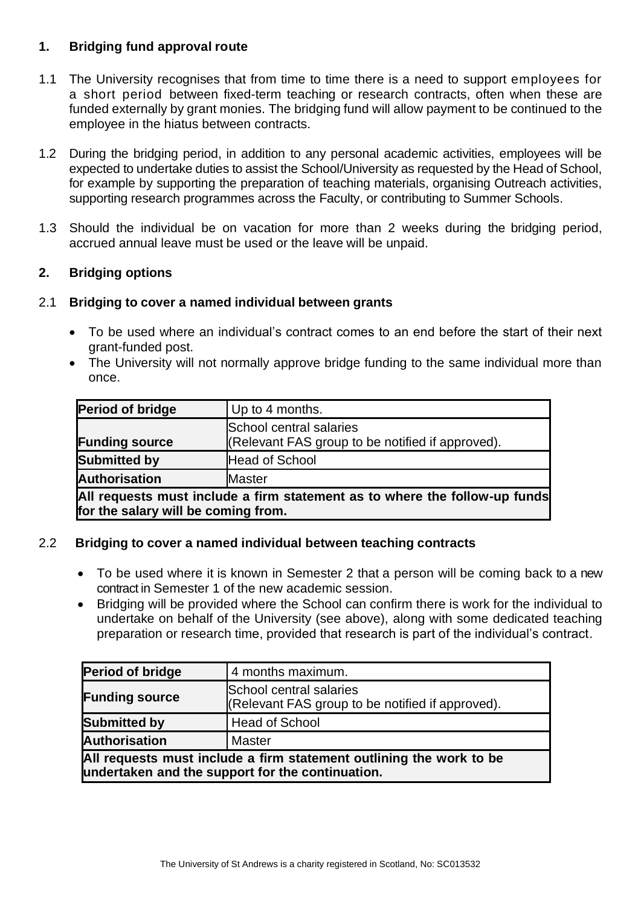## 1. Bridging fund approval route

1.1 The University recognises that from time to time there is a need to support employees for a short period between fixed-term teaching or research contracts, often when these are funded externally by grant monies. The bridging fund will allow payment to be continued to the employee in the hiatus between contracts.

1.2 During the bridging period, in addition to any personal academic activities, employees will be expected to undertake duties to assist the School/University as requested by the Head of School, for example by supporting the preparation of teaching materials, organising Outreach activities, supporting research programmes across the Faculty, or contributing to Summer Schools.

1.3 Should the individual be on vacation for more than 2 weeks during the bridging period, accrued annual leave must be used or the leave will be unpaid.

## 2. Bridging options

### 2.1 Bridging to cover a named individual between grants

- To be used where an individual's contract comes to an end before the start of their next grant-funded post.
- The University will not normally approve bridge funding to the same individual more than once.

| **Period of bridge** | Up to 4 months. |
|---|---|
| **Funding source** | School central salaries (Relevant FAS group to be notified if approved). |
| **Submitted by** | Head of School |
| **Authorisation** | Master |
| **All requests must include a firm statement as to where the follow-up funds for the salary will be coming from.** | |

### 2.2 Bridging to cover a named individual between teaching contracts

- To be used where it is known in Semester 2 that a person will be coming back to a new contract in Semester 1 of the new academic session.
- Bridging will be provided where the School can confirm there is work for the individual to undertake on behalf of the University (see above), along with some dedicated teaching preparation or research time, provided that research is part of the individual's contract.

| **Period of bridge** | 4 months maximum. |
|---|---|
| **Funding source** | School central salaries (Relevant FAS group to be notified if approved). |
| **Submitted by** | Head of School |
| **Authorisation** | Master |
| **All requests must include a firm statement outlining the work to be undertaken and the support for the continuation.** | |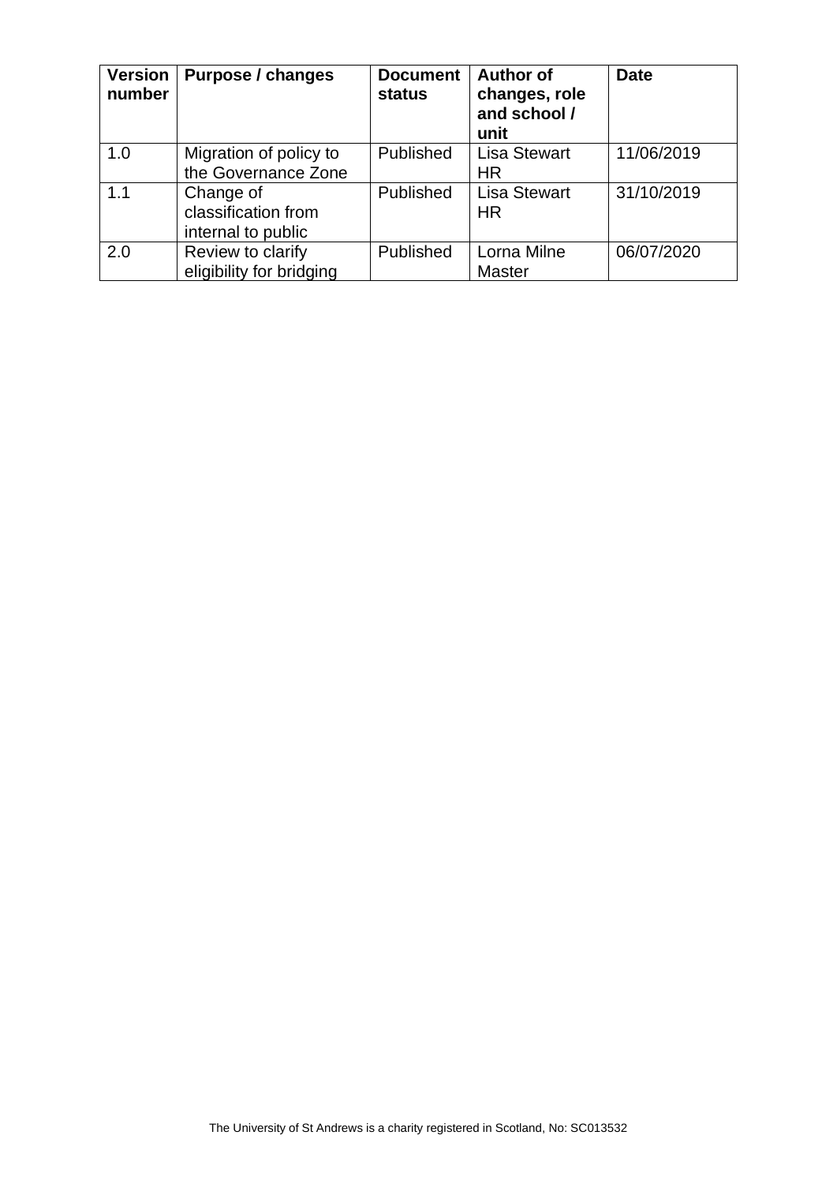| Version number | Purpose / changes | Document status | Author of changes, role and school / unit | Date |
|---|---|---|---|---|
| 1.0 | Migration of policy to the Governance Zone | Published | Lisa Stewart HR | 11/06/2019 |
| 1.1 | Change of classification from internal to public | Published | Lisa Stewart HR | 31/10/2019 |
| 2.0 | Review to clarify eligibility for bridging | Published | Lorna Milne Master | 06/07/2020 |

The University of St Andrews is a charity registered in Scotland, No: SC013532